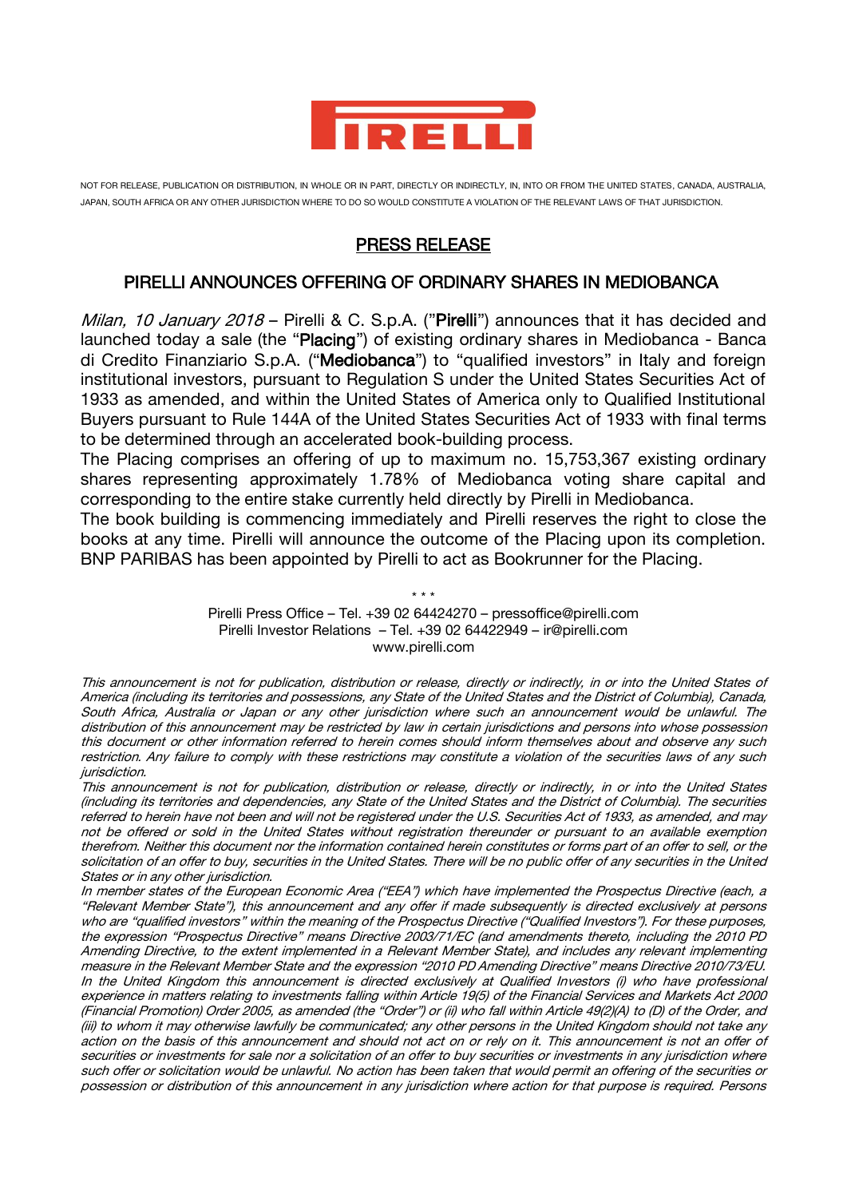NOT FOR RELEASE, PUBLICATION OR DISTRIBUTION, IN WHOLE OR IN PART, DIRECTLY OR INDIRECTLY, IN, INTO OR FROM THE UNITED STATES, CANADA, AUSTRALIA, JAPAN, SOUTH AFRICA OR ANY OTHER JURISDICTION WHERE TO DO SO WOULD CONSTITUTE A VIOLATION OF THE RELEVANT LAWS OF THAT JURISDICTION.

# PRESS RELEASE

## PIRELLI ANNOUNCES OFFERING OF ORDINARY SHARES IN MEDIOBANCA

*Milan, 10 January 2018* – Pirelli & C. S.p.A. ("**Pirelli**") announces that it has decided and launched today a sale (the "**Placing**") of existing ordinary shares in Mediobanca - Banca di Credito Finanziario S.p.A. ("**Mediobanca**") to "qualified investors" in Italy and foreign institutional investors, pursuant to Regulation S under the United States Securities Act of 1933 as amended, and within the United States of America only to Qualified Institutional Buyers pursuant to Rule 144A of the United States Securities Act of 1933 with final terms to be determined through an accelerated book-building process.

The Placing comprises an offering of up to maximum no. 15,753,367 existing ordinary shares representing approximately 1.78% of Mediobanca voting share capital and corresponding to the entire stake currently held directly by Pirelli in Mediobanca.

The book building is commencing immediately and Pirelli reserves the right to close the books at any time. Pirelli will announce the outcome of the Placing upon its completion. BNP PARIBAS has been appointed by Pirelli to act as Bookrunner for the Placing.

\* \* \*

Pirelli Press Office – Tel. +39 02 64424270 – pressoffice@pirelli.com
Pirelli Investor Relations – Tel. +39 02 64422949 – ir@pirelli.com
www.pirelli.com

*This announcement is not for publication, distribution or release, directly or indirectly, in or into the United States of America (including its territories and possessions, any State of the United States and the District of Columbia), Canada, South Africa, Australia or Japan or any other jurisdiction where such an announcement would be unlawful. The distribution of this announcement may be restricted by law in certain jurisdictions and persons into whose possession this document or other information referred to herein comes should inform themselves about and observe any such restriction. Any failure to comply with these restrictions may constitute a violation of the securities laws of any such jurisdiction.*

*This announcement is not for publication, distribution or release, directly or indirectly, in or into the United States (including its territories and dependencies, any State of the United States and the District of Columbia). The securities referred to herein have not been and will not be registered under the U.S. Securities Act of 1933, as amended, and may not be offered or sold in the United States without registration thereunder or pursuant to an available exemption therefrom. Neither this document nor the information contained herein constitutes or forms part of an offer to sell, or the solicitation of an offer to buy, securities in the United States. There will be no public offer of any securities in the United States or in any other jurisdiction.*

*In member states of the European Economic Area ("EEA") which have implemented the Prospectus Directive (each, a "Relevant Member State"), this announcement and any offer if made subsequently is directed exclusively at persons who are "qualified investors" within the meaning of the Prospectus Directive ("Qualified Investors"). For these purposes, the expression "Prospectus Directive" means Directive 2003/71/EC (and amendments thereto, including the 2010 PD Amending Directive, to the extent implemented in a Relevant Member State), and includes any relevant implementing measure in the Relevant Member State and the expression "2010 PD Amending Directive" means Directive 2010/73/EU.*

*In the United Kingdom this announcement is directed exclusively at Qualified Investors (i) who have professional experience in matters relating to investments falling within Article 19(5) of the Financial Services and Markets Act 2000 (Financial Promotion) Order 2005, as amended (the "Order") or (ii) who fall within Article 49(2)(A) to (D) of the Order, and (iii) to whom it may otherwise lawfully be communicated; any other persons in the United Kingdom should not take any action on the basis of this announcement and should not act on or rely on it. This announcement is not an offer of securities or investments for sale nor a solicitation of an offer to buy securities or investments in any jurisdiction where such offer or solicitation would be unlawful. No action has been taken that would permit an offering of the securities or possession or distribution of this announcement in any jurisdiction where action for that purpose is required. Persons*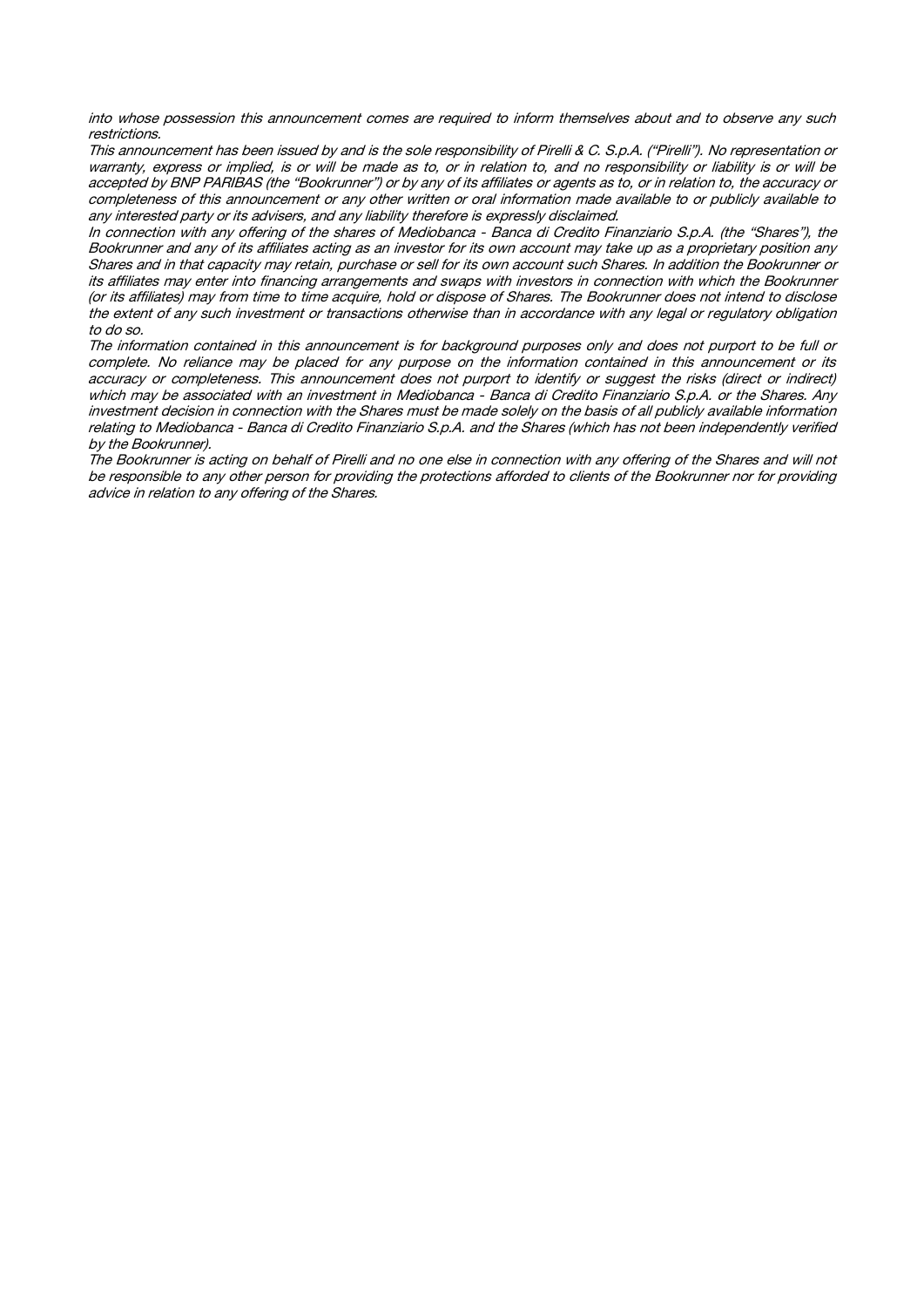*into whose possession this announcement comes are required to inform themselves about and to observe any such restrictions.*

*This announcement has been issued by and is the sole responsibility of Pirelli & C. S.p.A. ("Pirelli"). No representation or warranty, express or implied, is or will be made as to, or in relation to, and no responsibility or liability is or will be accepted by BNP PARIBAS (the "Bookrunner") or by any of its affiliates or agents as to, or in relation to, the accuracy or completeness of this announcement or any other written or oral information made available to or publicly available to any interested party or its advisers, and any liability therefore is expressly disclaimed.*

*In connection with any offering of the shares of Mediobanca - Banca di Credito Finanziario S.p.A. (the "Shares"), the Bookrunner and any of its affiliates acting as an investor for its own account may take up as a proprietary position any Shares and in that capacity may retain, purchase or sell for its own account such Shares. In addition the Bookrunner or its affiliates may enter into financing arrangements and swaps with investors in connection with which the Bookrunner (or its affiliates) may from time to time acquire, hold or dispose of Shares. The Bookrunner does not intend to disclose the extent of any such investment or transactions otherwise than in accordance with any legal or regulatory obligation to do so.*

*The information contained in this announcement is for background purposes only and does not purport to be full or complete. No reliance may be placed for any purpose on the information contained in this announcement or its accuracy or completeness. This announcement does not purport to identify or suggest the risks (direct or indirect) which may be associated with an investment in Mediobanca - Banca di Credito Finanziario S.p.A. or the Shares. Any investment decision in connection with the Shares must be made solely on the basis of all publicly available information relating to Mediobanca - Banca di Credito Finanziario S.p.A. and the Shares (which has not been independently verified by the Bookrunner).*

*The Bookrunner is acting on behalf of Pirelli and no one else in connection with any offering of the Shares and will not be responsible to any other person for providing the protections afforded to clients of the Bookrunner nor for providing advice in relation to any offering of the Shares.*